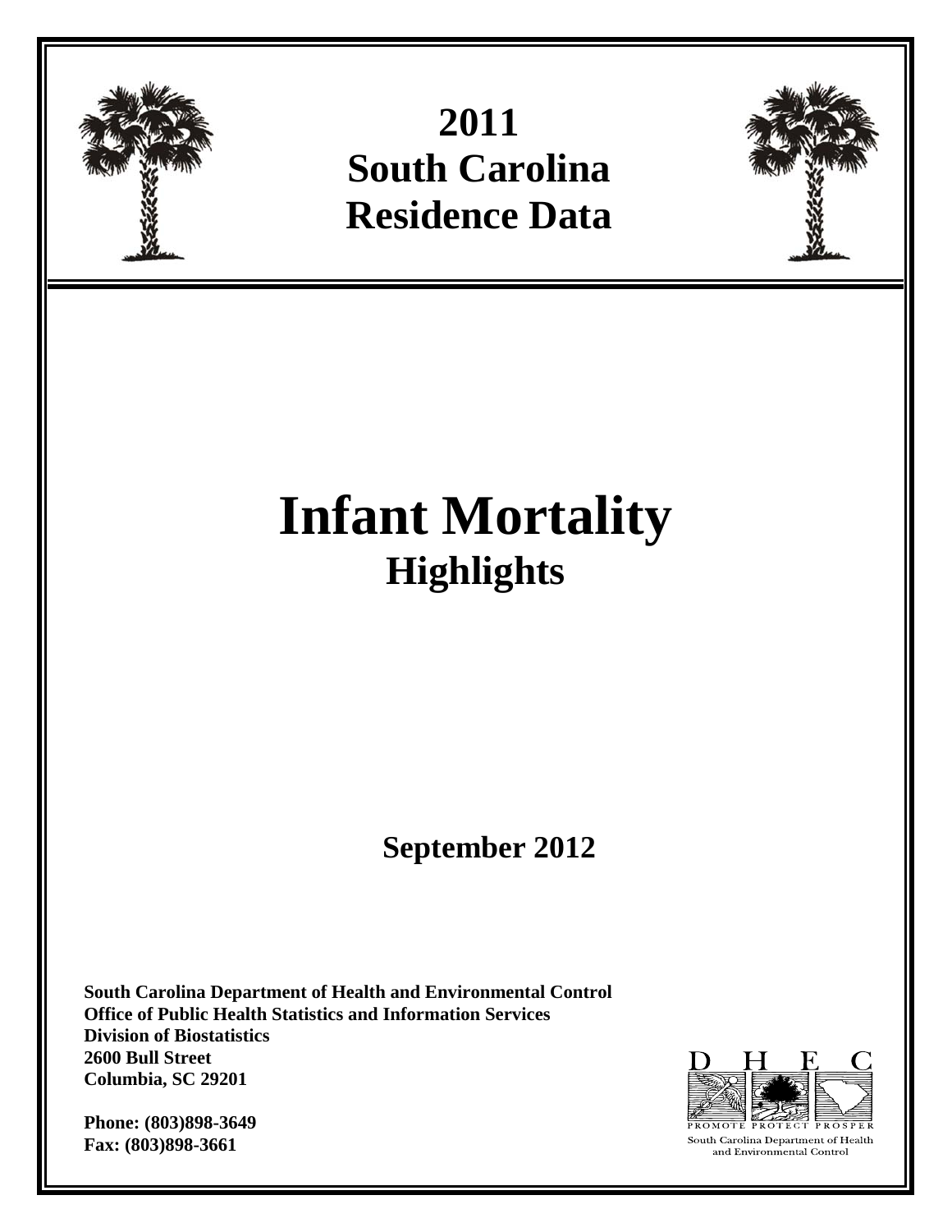# 2011 South Carolina Residence Data

# Infant Mortality

## Highlights

**September 2012**

**South Carolina Department of Health and Environmental Control**
**Office of Public Health Statistics and Information Services**
**Division of Biostatistics**
**2600 Bull Street**
**Columbia, SC 29201**

**Phone: (803)898-3649**
**Fax: (803)898-3661**

D H E C
PROMOTE PROTECT PROSPER
South Carolina Department of Health and Environmental Control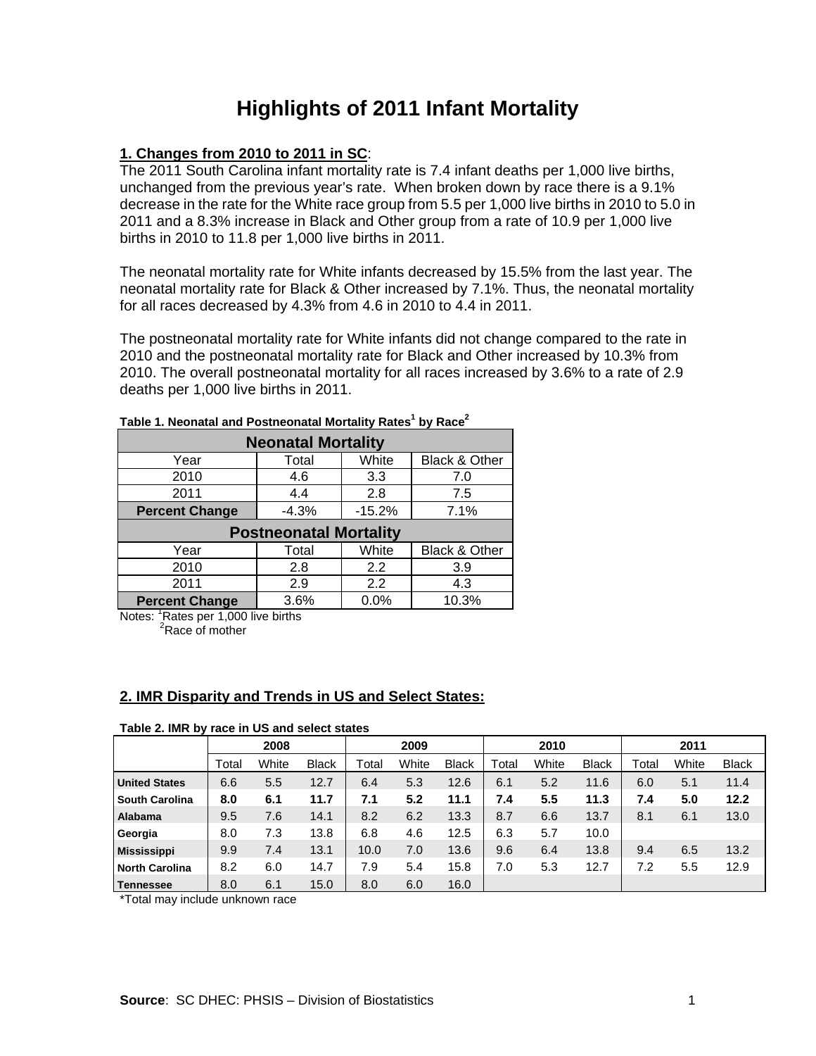# Highlights of 2011 Infant Mortality

**1. Changes from 2010 to 2011 in SC**:

The 2011 South Carolina infant mortality rate is 7.4 infant deaths per 1,000 live births, unchanged from the previous year's rate. When broken down by race there is a 9.1% decrease in the rate for the White race group from 5.5 per 1,000 live births in 2010 to 5.0 in 2011 and a 8.3% increase in Black and Other group from a rate of 10.9 per 1,000 live births in 2010 to 11.8 per 1,000 live births in 2011.

The neonatal mortality rate for White infants decreased by 15.5% from the last year. The neonatal mortality rate for Black & Other increased by 7.1%. Thus, the neonatal mortality for all races decreased by 4.3% from 4.6 in 2010 to 4.4 in 2011.

The postneonatal mortality rate for White infants did not change compared to the rate in 2010 and the postneonatal mortality rate for Black and Other increased by 10.3% from 2010. The overall postneonatal mortality for all races increased by 3.6% to a rate of 2.9 deaths per 1,000 live births in 2011.

**Table 1. Neonatal and Postneonatal Mortality Rates[1] by Race[2]**

| Neonatal Mortality | | | |
|---|---|---|---|
| Year | Total | White | Black & Other |
| 2010 | 4.6 | 3.3 | 7.0 |
| 2011 | 4.4 | 2.8 | 7.5 |
| **Percent Change** | -4.3% | -15.2% | 7.1% |
| **Postneonatal Mortality** | | | |
| Year | Total | White | Black & Other |
| 2010 | 2.8 | 2.2 | 3.9 |
| 2011 | 2.9 | 2.2 | 4.3 |
| **Percent Change** | 3.6% | 0.0% | 10.3% |

Notes: [1]Rates per 1,000 live births
[2]Race of mother

**2. IMR Disparity and Trends in US and Select States:**

**Table 2. IMR by race in US and select states**

| | 2008 | | | 2009 | | | 2010 | | | 2011 | | |
|---|---|---|---|---|---|---|---|---|---|---|---|---|
| | Total | White | Black | Total | White | Black | Total | White | Black | Total | White | Black |
| **United States** | 6.6 | 5.5 | 12.7 | 6.4 | 5.3 | 12.6 | 6.1 | 5.2 | 11.6 | 6.0 | 5.1 | 11.4 |
| **South Carolina** | **8.0** | **6.1** | **11.7** | **7.1** | **5.2** | **11.1** | **7.4** | **5.5** | **11.3** | **7.4** | **5.0** | **12.2** |
| **Alabama** | 9.5 | 7.6 | 14.1 | 8.2 | 6.2 | 13.3 | 8.7 | 6.6 | 13.7 | 8.1 | 6.1 | 13.0 |
| **Georgia** | 8.0 | 7.3 | 13.8 | 6.8 | 4.6 | 12.5 | 6.3 | 5.7 | 10.0 | | | |
| **Mississippi** | 9.9 | 7.4 | 13.1 | 10.0 | 7.0 | 13.6 | 9.6 | 6.4 | 13.8 | 9.4 | 6.5 | 13.2 |
| **North Carolina** | 8.2 | 6.0 | 14.7 | 7.9 | 5.4 | 15.8 | 7.0 | 5.3 | 12.7 | 7.2 | 5.5 | 12.9 |
| **Tennessee** | 8.0 | 6.1 | 15.0 | 8.0 | 6.0 | 16.0 | | | | | | |

*Total may include unknown race

**Source**: SC DHEC: PHSIS – Division of Biostatistics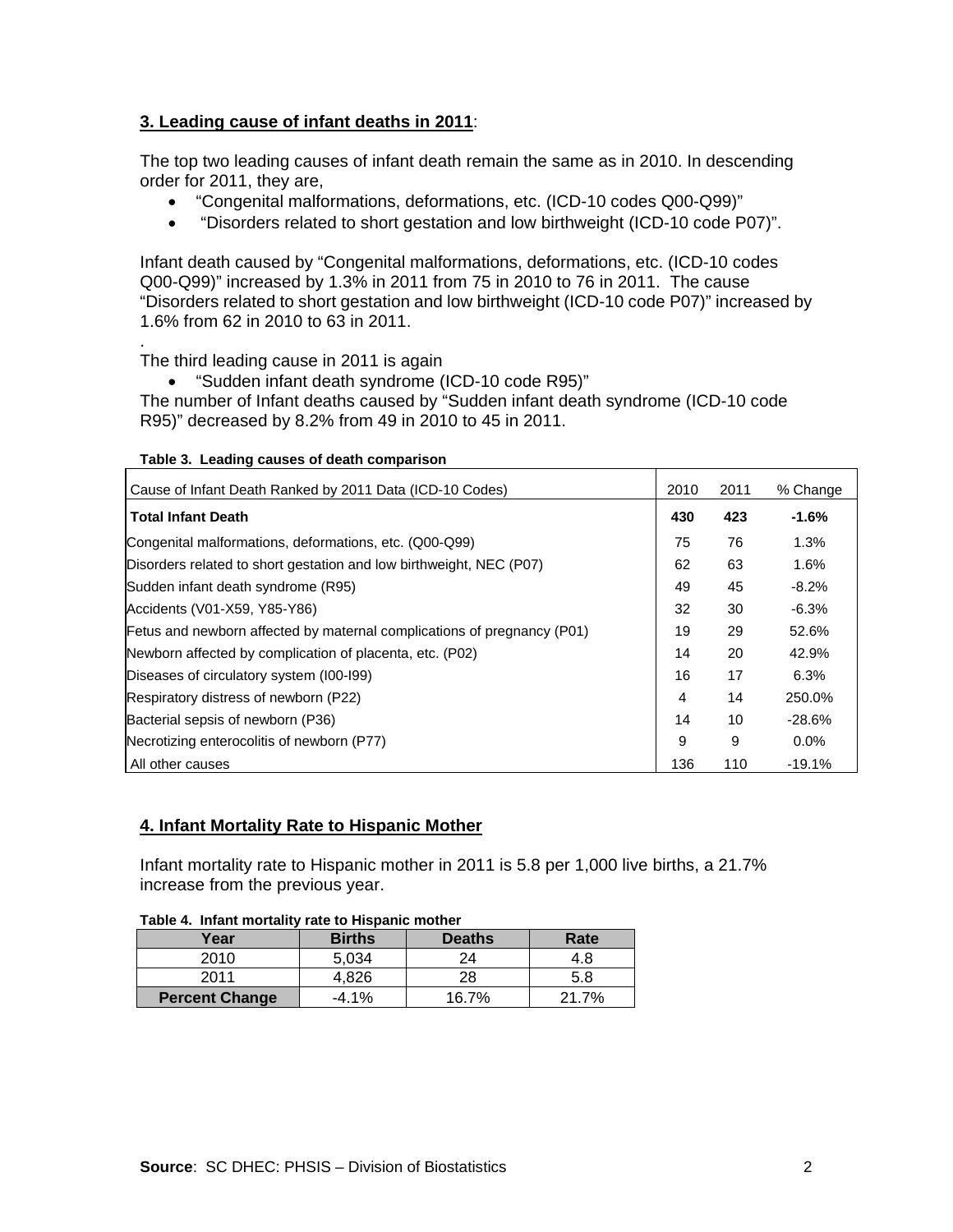### 3. Leading cause of infant deaths in 2011:

The top two leading causes of infant death remain the same as in 2010. In descending order for 2011, they are,

- "Congenital malformations, deformations, etc. (ICD-10 codes Q00-Q99)"
- "Disorders related to short gestation and low birthweight (ICD-10 code P07)".

Infant death caused by "Congenital malformations, deformations, etc. (ICD-10 codes Q00-Q99)" increased by 1.3% in 2011 from 75 in 2010 to 76 in 2011. The cause "Disorders related to short gestation and low birthweight (ICD-10 code P07)" increased by 1.6% from 62 in 2010 to 63 in 2011.

.

The third leading cause in 2011 is again

- "Sudden infant death syndrome (ICD-10 code R95)"

The number of Infant deaths caused by "Sudden infant death syndrome (ICD-10 code R95)" decreased by 8.2% from 49 in 2010 to 45 in 2011.

**Table 3. Leading causes of death comparison**

| Cause of Infant Death Ranked by 2011 Data (ICD-10 Codes) | 2010 | 2011 | % Change |
|---|---|---|---|
| **Total Infant Death** | **430** | **423** | **-1.6%** |
| Congenital malformations, deformations, etc. (Q00-Q99) | 75 | 76 | 1.3% |
| Disorders related to short gestation and low birthweight, NEC (P07) | 62 | 63 | 1.6% |
| Sudden infant death syndrome (R95) | 49 | 45 | -8.2% |
| Accidents (V01-X59, Y85-Y86) | 32 | 30 | -6.3% |
| Fetus and newborn affected by maternal complications of pregnancy (P01) | 19 | 29 | 52.6% |
| Newborn affected by complication of placenta, etc. (P02) | 14 | 20 | 42.9% |
| Diseases of circulatory system (I00-I99) | 16 | 17 | 6.3% |
| Respiratory distress of newborn (P22) | 4 | 14 | 250.0% |
| Bacterial sepsis of newborn (P36) | 14 | 10 | -28.6% |
| Necrotizing enterocolitis of newborn (P77) | 9 | 9 | 0.0% |
| All other causes | 136 | 110 | -19.1% |

### 4. Infant Mortality Rate to Hispanic Mother

Infant mortality rate to Hispanic mother in 2011 is 5.8 per 1,000 live births, a 21.7% increase from the previous year.

**Table 4. Infant mortality rate to Hispanic mother**

| Year | Births | Deaths | Rate |
|---|---|---|---|
| 2010 | 5,034 | 24 | 4.8 |
| 2011 | 4,826 | 28 | 5.8 |
| **Percent Change** | -4.1% | 16.7% | 21.7% |

**Source**: SC DHEC: PHSIS – Division of Biostatistics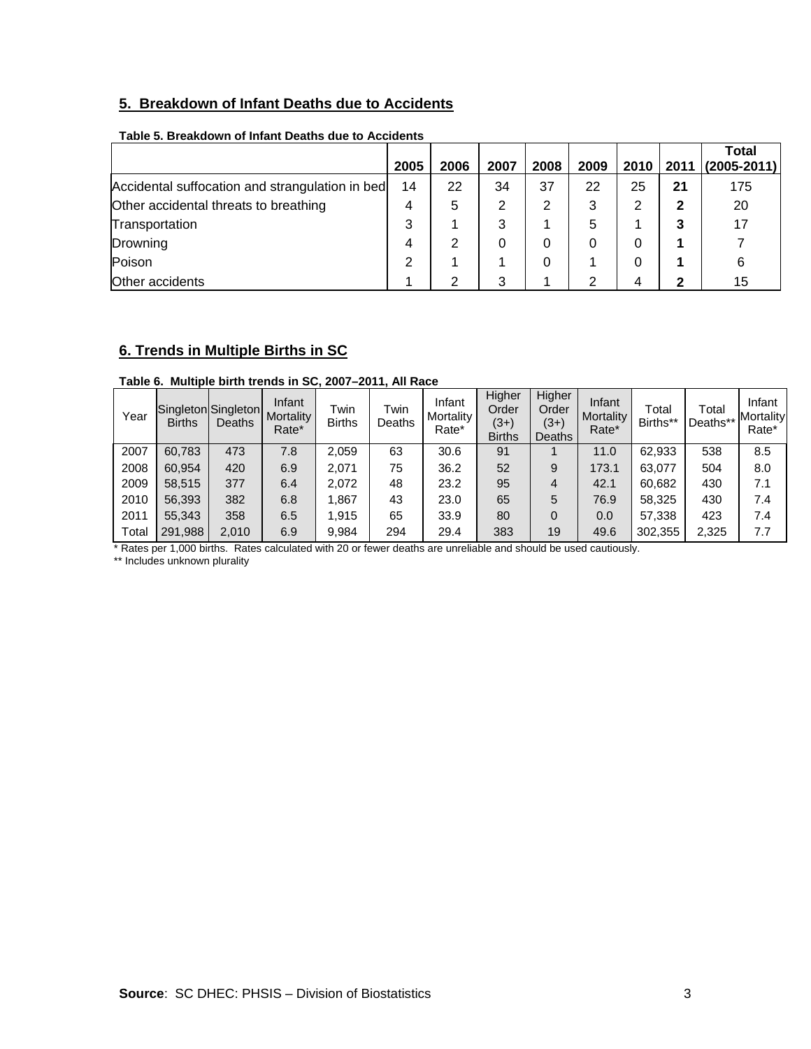## 5. Breakdown of Infant Deaths due to Accidents

**Table 5. Breakdown of Infant Deaths due to Accidents**

| | 2005 | 2006 | 2007 | 2008 | 2009 | 2010 | 2011 | Total (2005-2011) |
|---|---|---|---|---|---|---|---|---|
| Accidental suffocation and strangulation in bed | 14 | 22 | 34 | 37 | 22 | 25 | **21** | 175 |
| Other accidental threats to breathing | 4 | 5 | 2 | 2 | 3 | 2 | **2** | 20 |
| Transportation | 3 | 1 | 3 | 1 | 5 | 1 | **3** | 17 |
| Drowning | 4 | 2 | 0 | 0 | 0 | 0 | **1** | 7 |
| Poison | 2 | 1 | 1 | 0 | 1 | 0 | **1** | 6 |
| Other accidents | 1 | 2 | 3 | 1 | 2 | 4 | **2** | 15 |

## 6. Trends in Multiple Births in SC

**Table 6. Multiple birth trends in SC, 2007–2011, All Race**

| Year | Singleton Births | Singleton Deaths | Infant Mortality Rate* | Twin Births | Twin Deaths | Infant Mortality Rate* | Higher Order (3+) Births | Higher Order (3+) Deaths | Infant Mortality Rate* | Total Births** | Total Deaths** | Infant Mortality Rate* |
|---|---|---|---|---|---|---|---|---|---|---|---|---|
| 2007 | 60,783 | 473 | 7.8 | 2,059 | 63 | 30.6 | 91 | 1 | 11.0 | 62,933 | 538 | 8.5 |
| 2008 | 60,954 | 420 | 6.9 | 2,071 | 75 | 36.2 | 52 | 9 | 173.1 | 63,077 | 504 | 8.0 |
| 2009 | 58,515 | 377 | 6.4 | 2,072 | 48 | 23.2 | 95 | 4 | 42.1 | 60,682 | 430 | 7.1 |
| 2010 | 56,393 | 382 | 6.8 | 1,867 | 43 | 23.0 | 65 | 5 | 76.9 | 58,325 | 430 | 7.4 |
| 2011 | 55,343 | 358 | 6.5 | 1,915 | 65 | 33.9 | 80 | 0 | 0.0 | 57,338 | 423 | 7.4 |
| Total | 291,988 | 2,010 | 6.9 | 9,984 | 294 | 29.4 | 383 | 19 | 49.6 | 302,355 | 2,325 | 7.7 |

\* Rates per 1,000 births. Rates calculated with 20 or fewer deaths are unreliable and should be used cautiously.

** Includes unknown plurality

**Source**: SC DHEC: PHSIS – Division of Biostatistics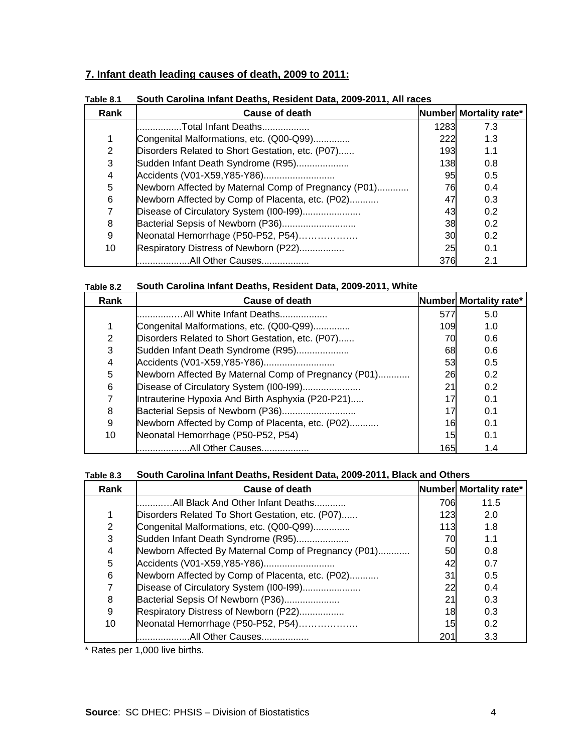## 7. Infant death leading causes of death, 2009 to 2011:

**Table 8.1 South Carolina Infant Deaths, Resident Data, 2009-2011, All races**

| Rank | Cause of death | Number | Mortality rate* |
|---|---|---|---|
| | ................Total Infant Deaths.................. | 1283 | 7.3 |
| 1 | Congenital Malformations, etc. (Q00-Q99).............. | 222 | 1.3 |
| 2 | Disorders Related to Short Gestation, etc. (P07)...... | 193 | 1.1 |
| 3 | Sudden Infant Death Syndrome (R95).................... | 138 | 0.8 |
| 4 | Accidents (V01-X59,Y85-Y86)........................... | 95 | 0.5 |
| 5 | Newborn Affected by Maternal Comp of Pregnancy (P01)............ | 76 | 0.4 |
| 6 | Newborn Affected by Comp of Placenta, etc. (P02)........... | 47 | 0.3 |
| 7 | Disease of Circulatory System (I00-I99)...................... | 43 | 0.2 |
| 8 | Bacterial Sepsis of Newborn (P36)............................ | 38 | 0.2 |
| 9 | Neonatal Hemorrhage (P50-P52, P54)………………. | 30 | 0.2 |
| 10 | Respiratory Distress of Newborn (P22)................. | 25 | 0.1 |
| | ....................All Other Causes.................. | 376 | 2.1 |

**Table 8.2 South Carolina Infant Deaths, Resident Data, 2009-2011, White**

| Rank | Cause of death | Number | Mortality rate* |
|---|---|---|---|
| | ...............…All White Infant Deaths.................. | 577 | 5.0 |
| 1 | Congenital Malformations, etc. (Q00-Q99).............. | 109 | 1.0 |
| 2 | Disorders Related to Short Gestation, etc. (P07)...... | 70 | 0.6 |
| 3 | Sudden Infant Death Syndrome (R95).................... | 68 | 0.6 |
| 4 | Accidents (V01-X59,Y85-Y86)........................... | 53 | 0.5 |
| 5 | Newborn Affected By Maternal Comp of Pregnancy (P01)............ | 26 | 0.2 |
| 6 | Disease of Circulatory System (I00-I99)...................... | 21 | 0.2 |
| 7 | Intrauterine Hypoxia And Birth Asphyxia (P20-P21)..... | 17 | 0.1 |
| 8 | Bacterial Sepsis of Newborn (P36)............................ | 17 | 0.1 |
| 9 | Newborn Affected by Comp of Placenta, etc. (P02)........... | 16 | 0.1 |
| 10 | Neonatal Hemorrhage (P50-P52, P54) | 15 | 0.1 |
| | ....................All Other Causes.................. | 165 | 1.4 |

**Table 8.3 South Carolina Infant Deaths, Resident Data, 2009-2011, Black and Others**

| Rank | Cause of death | Number | Mortality rate* |
|---|---|---|---|
| | ............All Black And Other Infant Deaths............ | 706 | 11.5 |
| 1 | Disorders Related To Short Gestation, etc. (P07)...... | 123 | 2.0 |
| 2 | Congenital Malformations, etc. (Q00-Q99).............. | 113 | 1.8 |
| 3 | Sudden Infant Death Syndrome (R95).................... | 70 | 1.1 |
| 4 | Newborn Affected By Maternal Comp of Pregnancy (P01)............ | 50 | 0.8 |
| 5 | Accidents (V01-X59,Y85-Y86)........................... | 42 | 0.7 |
| 6 | Newborn Affected by Comp of Placenta, etc. (P02)........... | 31 | 0.5 |
| 7 | Disease of Circulatory System (I00-I99)...................... | 22 | 0.4 |
| 8 | Bacterial Sepsis Of Newborn (P36)..................... | 21 | 0.3 |
| 9 | Respiratory Distress of Newborn (P22)................. | 18 | 0.3 |
| 10 | Neonatal Hemorrhage (P50-P52, P54)………………. | 15 | 0.2 |
| | ....................All Other Causes.................. | 201 | 3.3 |

* Rates per 1,000 live births.

**Source**: SC DHEC: PHSIS – Division of Biostatistics